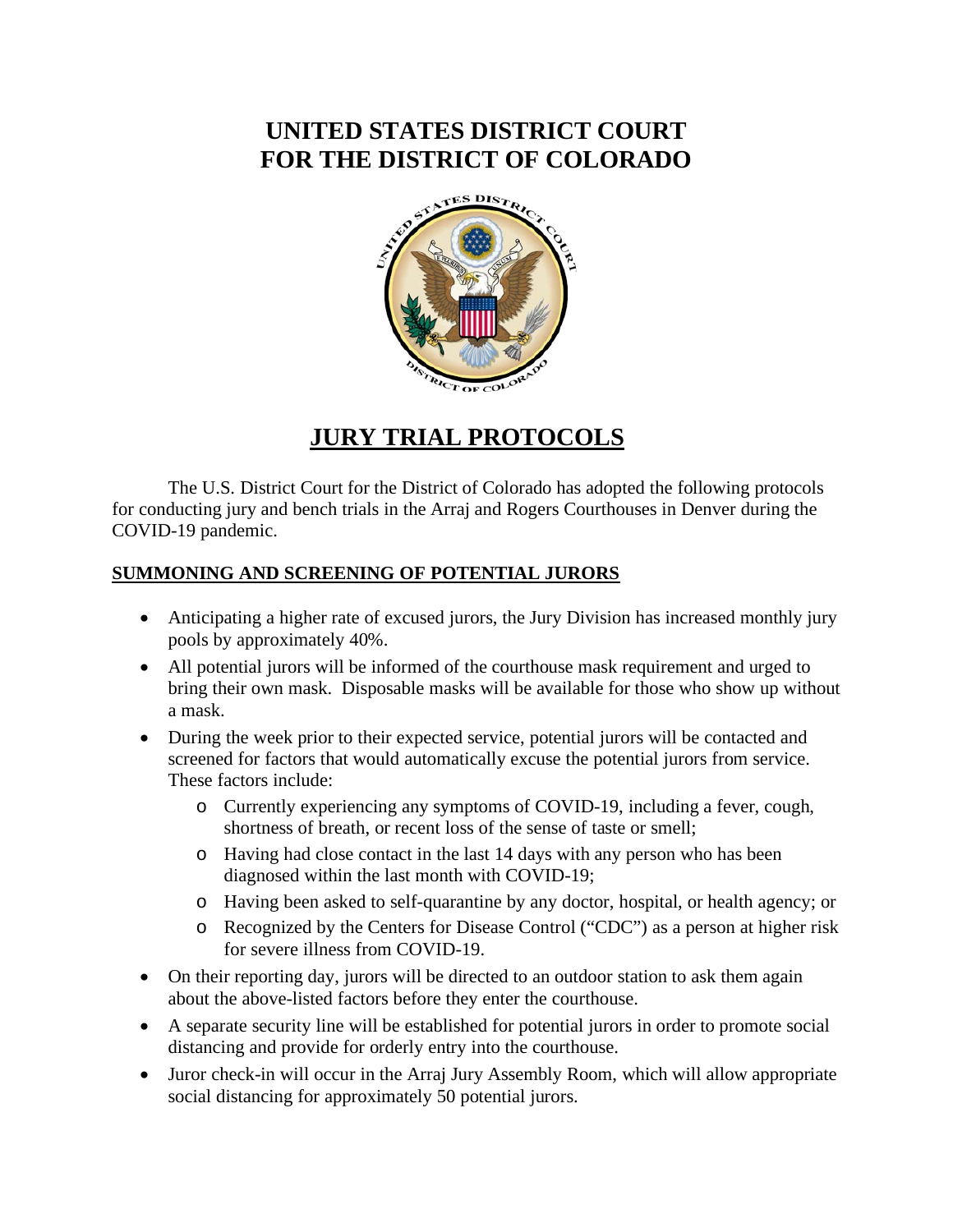# UNITED STATES DISTRICT COURT FOR THE DISTRICT OF COLORADO

## JURY TRIAL PROTOCOLS

The U.S. District Court for the District of Colorado has adopted the following protocols for conducting jury and bench trials in the Arraj and Rogers Courthouses in Denver during the COVID-19 pandemic.

### SUMMONING AND SCREENING OF POTENTIAL JURORS

- Anticipating a higher rate of excused jurors, the Jury Division has increased monthly jury pools by approximately 40%.
- All potential jurors will be informed of the courthouse mask requirement and urged to bring their own mask. Disposable masks will be available for those who show up without a mask.
- During the week prior to their expected service, potential jurors will be contacted and screened for factors that would automatically excuse the potential jurors from service. These factors include:
  - Currently experiencing any symptoms of COVID-19, including a fever, cough, shortness of breath, or recent loss of the sense of taste or smell;
  - Having had close contact in the last 14 days with any person who has been diagnosed within the last month with COVID-19;
  - Having been asked to self-quarantine by any doctor, hospital, or health agency; or
  - Recognized by the Centers for Disease Control ("CDC") as a person at higher risk for severe illness from COVID-19.
- On their reporting day, jurors will be directed to an outdoor station to ask them again about the above-listed factors before they enter the courthouse.
- A separate security line will be established for potential jurors in order to promote social distancing and provide for orderly entry into the courthouse.
- Juror check-in will occur in the Arraj Jury Assembly Room, which will allow appropriate social distancing for approximately 50 potential jurors.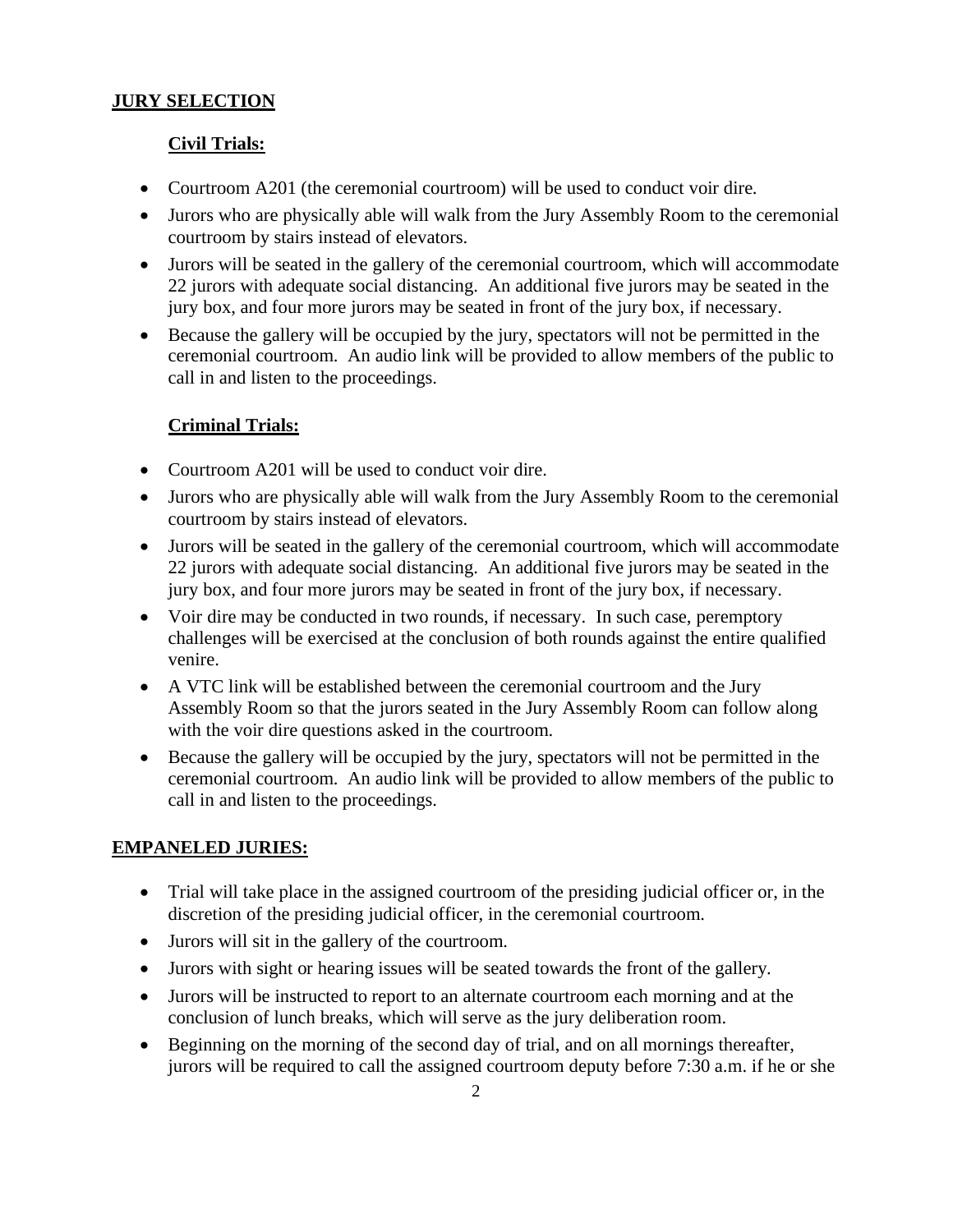## JURY SELECTION

### Civil Trials:

- Courtroom A201 (the ceremonial courtroom) will be used to conduct voir dire.
- Jurors who are physically able will walk from the Jury Assembly Room to the ceremonial courtroom by stairs instead of elevators.
- Jurors will be seated in the gallery of the ceremonial courtroom, which will accommodate 22 jurors with adequate social distancing. An additional five jurors may be seated in the jury box, and four more jurors may be seated in front of the jury box, if necessary.
- Because the gallery will be occupied by the jury, spectators will not be permitted in the ceremonial courtroom. An audio link will be provided to allow members of the public to call in and listen to the proceedings.

### Criminal Trials:

- Courtroom A201 will be used to conduct voir dire.
- Jurors who are physically able will walk from the Jury Assembly Room to the ceremonial courtroom by stairs instead of elevators.
- Jurors will be seated in the gallery of the ceremonial courtroom, which will accommodate 22 jurors with adequate social distancing. An additional five jurors may be seated in the jury box, and four more jurors may be seated in front of the jury box, if necessary.
- Voir dire may be conducted in two rounds, if necessary. In such case, peremptory challenges will be exercised at the conclusion of both rounds against the entire qualified venire.
- A VTC link will be established between the ceremonial courtroom and the Jury Assembly Room so that the jurors seated in the Jury Assembly Room can follow along with the voir dire questions asked in the courtroom.
- Because the gallery will be occupied by the jury, spectators will not be permitted in the ceremonial courtroom. An audio link will be provided to allow members of the public to call in and listen to the proceedings.

## EMPANELED JURIES:

- Trial will take place in the assigned courtroom of the presiding judicial officer or, in the discretion of the presiding judicial officer, in the ceremonial courtroom.
- Jurors will sit in the gallery of the courtroom.
- Jurors with sight or hearing issues will be seated towards the front of the gallery.
- Jurors will be instructed to report to an alternate courtroom each morning and at the conclusion of lunch breaks, which will serve as the jury deliberation room.
- Beginning on the morning of the second day of trial, and on all mornings thereafter, jurors will be required to call the assigned courtroom deputy before 7:30 a.m. if he or she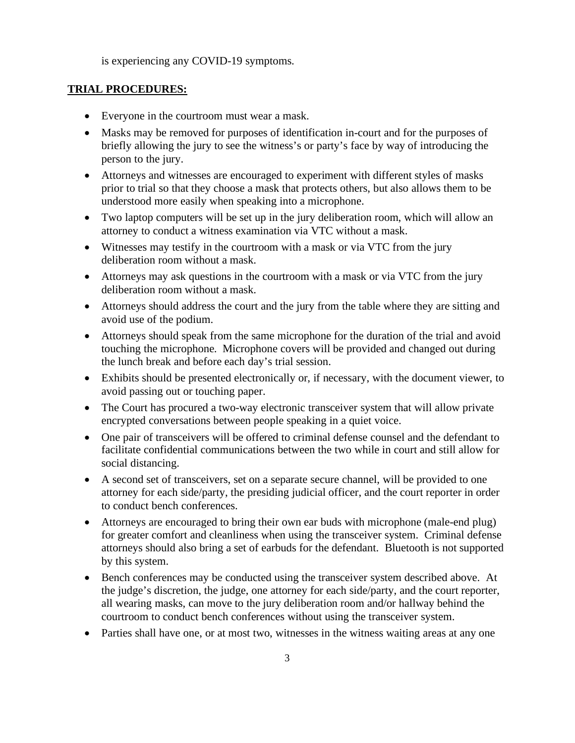is experiencing any COVID-19 symptoms.

## TRIAL PROCEDURES:

- Everyone in the courtroom must wear a mask.
- Masks may be removed for purposes of identification in-court and for the purposes of briefly allowing the jury to see the witness's or party's face by way of introducing the person to the jury.
- Attorneys and witnesses are encouraged to experiment with different styles of masks prior to trial so that they choose a mask that protects others, but also allows them to be understood more easily when speaking into a microphone.
- Two laptop computers will be set up in the jury deliberation room, which will allow an attorney to conduct a witness examination via VTC without a mask.
- Witnesses may testify in the courtroom with a mask or via VTC from the jury deliberation room without a mask.
- Attorneys may ask questions in the courtroom with a mask or via VTC from the jury deliberation room without a mask.
- Attorneys should address the court and the jury from the table where they are sitting and avoid use of the podium.
- Attorneys should speak from the same microphone for the duration of the trial and avoid touching the microphone. Microphone covers will be provided and changed out during the lunch break and before each day's trial session.
- Exhibits should be presented electronically or, if necessary, with the document viewer, to avoid passing out or touching paper.
- The Court has procured a two-way electronic transceiver system that will allow private encrypted conversations between people speaking in a quiet voice.
- One pair of transceivers will be offered to criminal defense counsel and the defendant to facilitate confidential communications between the two while in court and still allow for social distancing.
- A second set of transceivers, set on a separate secure channel, will be provided to one attorney for each side/party, the presiding judicial officer, and the court reporter in order to conduct bench conferences.
- Attorneys are encouraged to bring their own ear buds with microphone (male-end plug) for greater comfort and cleanliness when using the transceiver system. Criminal defense attorneys should also bring a set of earbuds for the defendant. Bluetooth is not supported by this system.
- Bench conferences may be conducted using the transceiver system described above. At the judge's discretion, the judge, one attorney for each side/party, and the court reporter, all wearing masks, can move to the jury deliberation room and/or hallway behind the courtroom to conduct bench conferences without using the transceiver system.
- Parties shall have one, or at most two, witnesses in the witness waiting areas at any one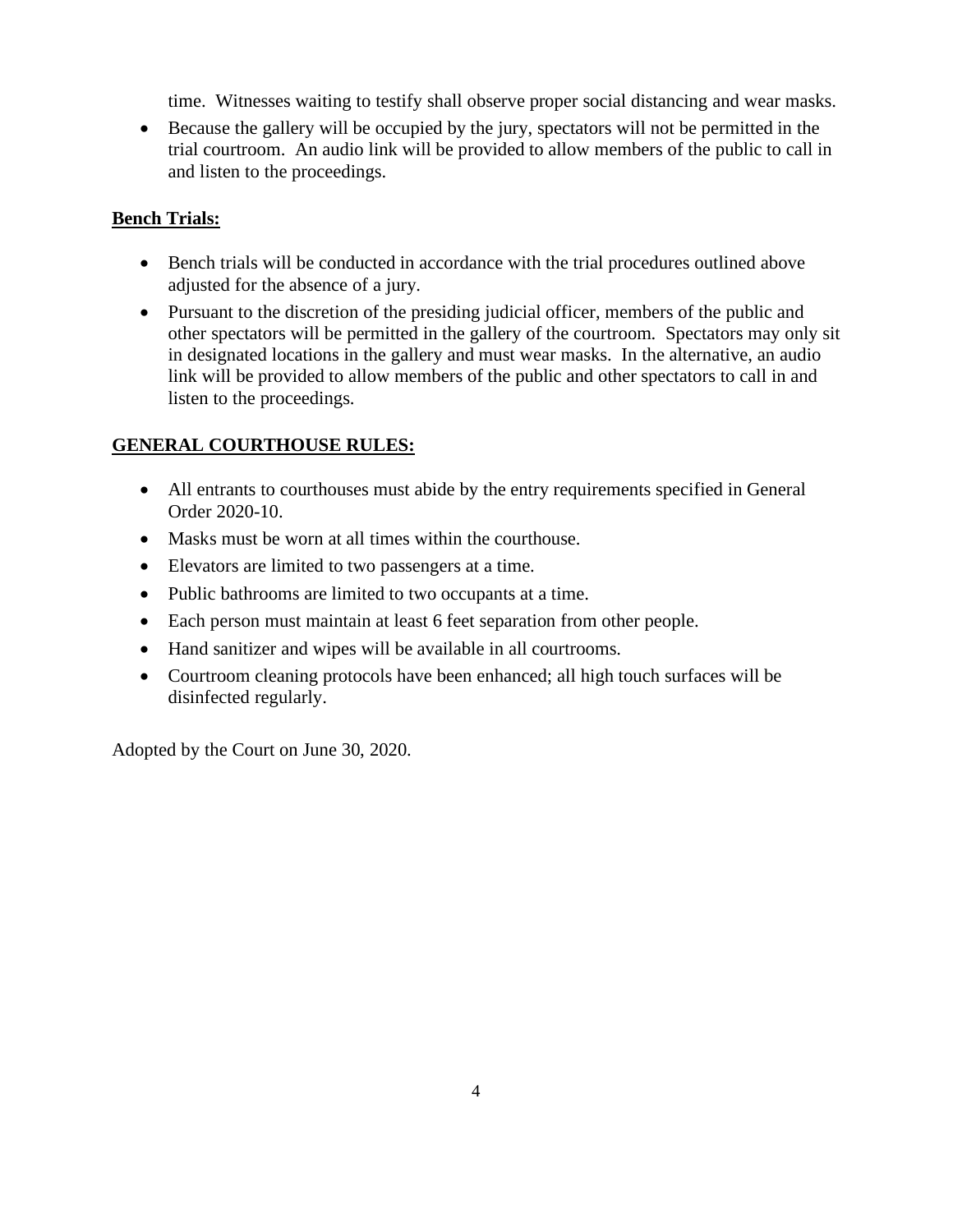time. Witnesses waiting to testify shall observe proper social distancing and wear masks.

- Because the gallery will be occupied by the jury, spectators will not be permitted in the trial courtroom. An audio link will be provided to allow members of the public to call in and listen to the proceedings.

**Bench Trials:**

- Bench trials will be conducted in accordance with the trial procedures outlined above adjusted for the absence of a jury.
- Pursuant to the discretion of the presiding judicial officer, members of the public and other spectators will be permitted in the gallery of the courtroom. Spectators may only sit in designated locations in the gallery and must wear masks. In the alternative, an audio link will be provided to allow members of the public and other spectators to call in and listen to the proceedings.

**GENERAL COURTHOUSE RULES:**

- All entrants to courthouses must abide by the entry requirements specified in General Order 2020-10.
- Masks must be worn at all times within the courthouse.
- Elevators are limited to two passengers at a time.
- Public bathrooms are limited to two occupants at a time.
- Each person must maintain at least 6 feet separation from other people.
- Hand sanitizer and wipes will be available in all courtrooms.
- Courtroom cleaning protocols have been enhanced; all high touch surfaces will be disinfected regularly.

Adopted by the Court on June 30, 2020.